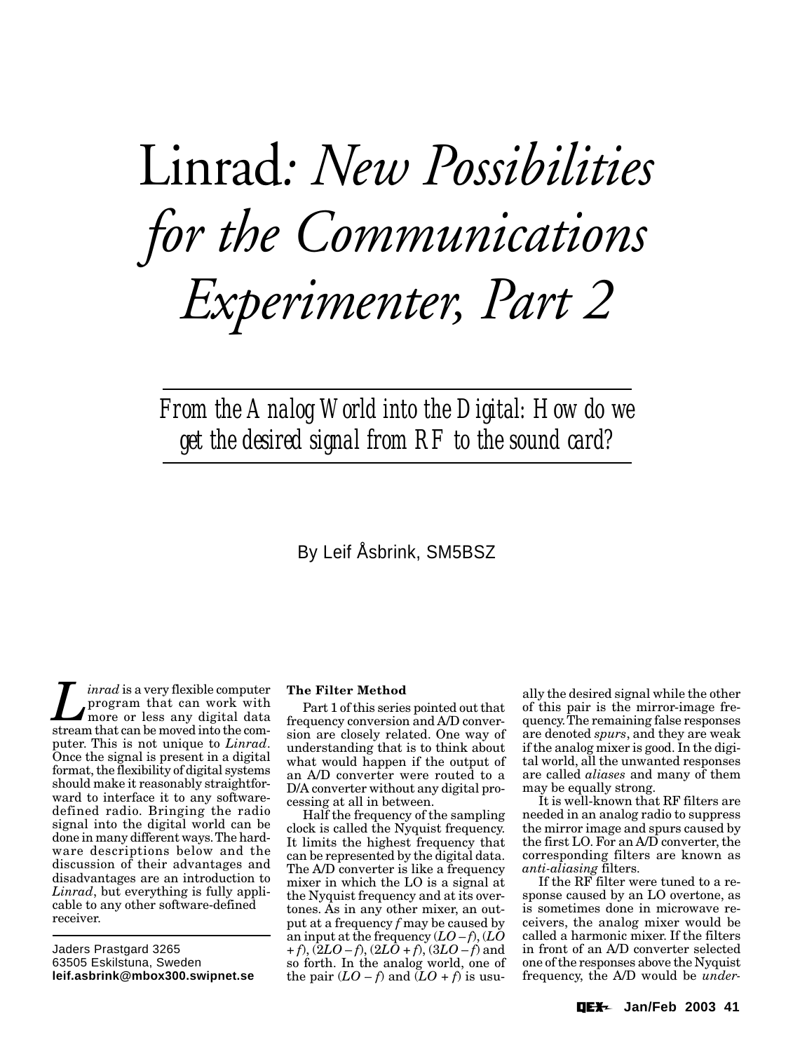# Linrad: *New Possibilities for the Communications Experimenter, Part 2*

*From the Analog World into the Digital: How do we get the desired signal from RF to the sound card?*

By Leif Åsbrink, SM5BSZ

*Linrad* is a very flexible computer program that can work with more or less any digital data stream that can be moved into the computer. This is not unique to *Linrad*. Once the signal is present in a digital format, the flexibility of digital systems should make it reasonably straightforward to interface it to any software-defined radio. Bringing the radio signal into the digital world can be done in many different ways. The hardware descriptions below and the discussion of their advantages and disadvantages are an introduction to *Linrad*, but everything is fully applicable to any other software-defined receiver.

Jaders Prastgard 3265
63505 Eskilstuna, Sweden
**leif.asbrink@mbox300.swipnet.se**

### The Filter Method

Part 1 of this series pointed out that frequency conversion and A/D conversion are closely related. One way of understanding that is to think about what would happen if the output of an A/D converter were routed to a D/A converter without any digital processing at all in between.

Half the frequency of the sampling clock is called the Nyquist frequency. It limits the highest frequency that can be represented by the digital data. The A/D converter is like a frequency mixer in which the LO is a signal at the Nyquist frequency and at its overtones. As in any other mixer, an output at a frequency $f$ may be caused by an input at the frequency $(LO - f)$, $(LO + f)$, $(2LO - f)$, $(2LO + f)$, $(3LO - f)$ and so forth. In the analog world, one of the pair $(LO - f)$ and $(LO + f)$ is usually the desired signal while the other of this pair is the mirror-image frequency. The remaining false responses are denoted *spurs*, and they are weak if the analog mixer is good. In the digital world, all the unwanted responses are called *aliases* and many of them may be equally strong.

It is well-known that RF filters are needed in an analog radio to suppress the mirror image and spurs caused by the first LO. For an A/D converter, the corresponding filters are known as *anti-aliasing* filters.

If the RF filter were tuned to a response caused by an LO overtone, as is sometimes done in microwave receivers, the analog mixer would be called a harmonic mixer. If the filters in front of an A/D converter selected one of the responses above the Nyquist frequency, the A/D would be *under-*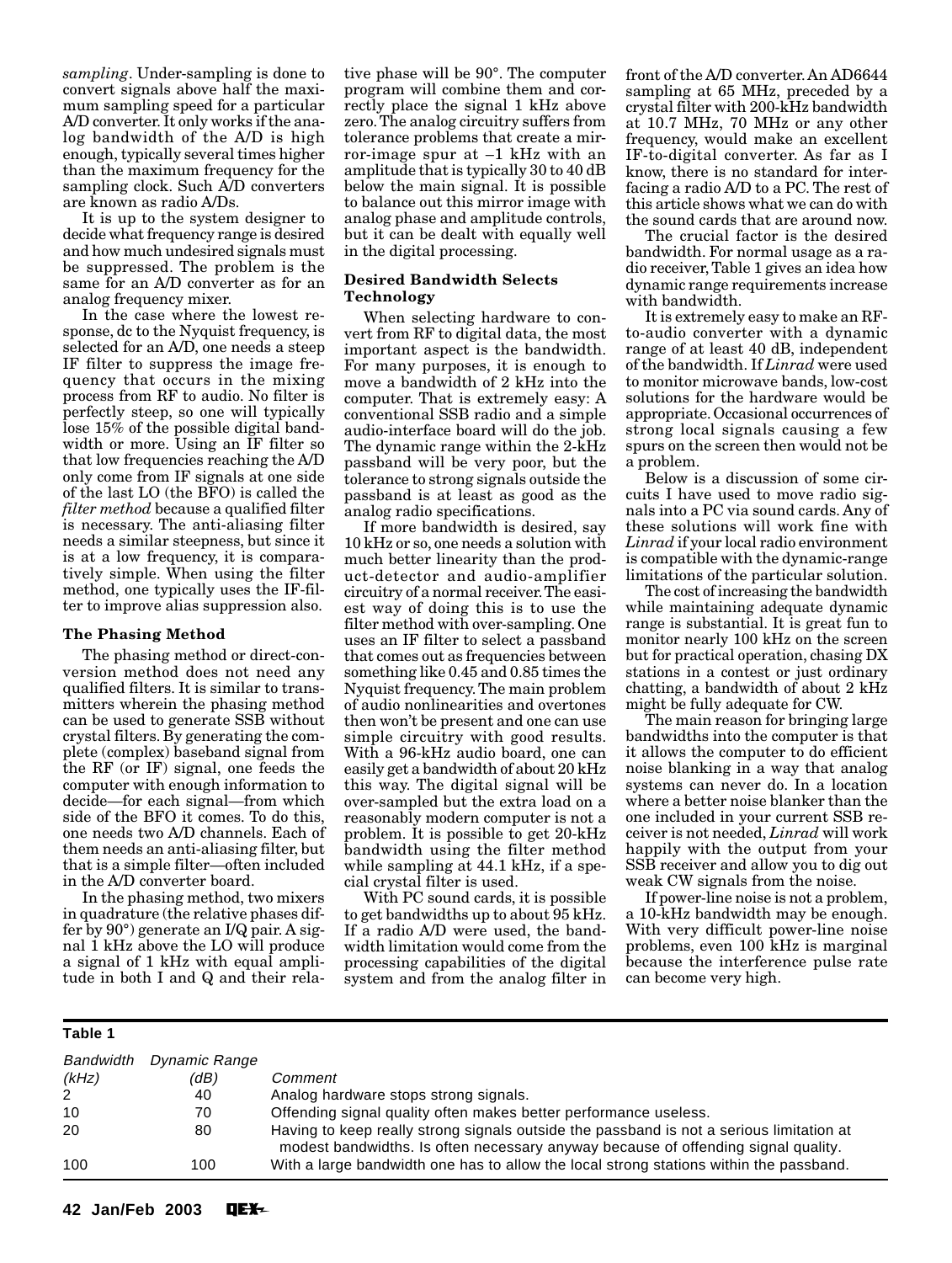*sampling*. Under-sampling is done to convert signals above half the maximum sampling speed for a particular A/D converter. It only works if the analog bandwidth of the A/D is high enough, typically several times higher than the maximum frequency for the sampling clock. Such A/D converters are known as radio A/Ds.

It is up to the system designer to decide what frequency range is desired and how much undesired signals must be suppressed. The problem is the same for an A/D converter as for an analog frequency mixer.

In the case where the lowest response, dc to the Nyquist frequency, is selected for an A/D, one needs a steep IF filter to suppress the image frequency that occurs in the mixing process from RF to audio. No filter is perfectly steep, so one will typically lose 15% of the possible digital bandwidth or more. Using an IF filter so that low frequencies reaching the A/D only come from IF signals at one side of the last LO (the BFO) is called the *filter method* because a qualified filter is necessary. The anti-aliasing filter needs a similar steepness, but since it is at a low frequency, it is comparatively simple. When using the filter method, one typically uses the IF-filter to improve alias suppression also.

### The Phasing Method

The phasing method or direct-conversion method does not need any qualified filters. It is similar to transmitters wherein the phasing method can be used to generate SSB without crystal filters. By generating the complete (complex) baseband signal from the RF (or IF) signal, one feeds the computer with enough information to decide—for each signal—from which side of the BFO it comes. To do this, one needs two A/D channels. Each of them needs an anti-aliasing filter, but that is a simple filter—often included in the A/D converter board.

In the phasing method, two mixers in quadrature (the relative phases differ by 90°) generate an I/Q pair. A signal 1 kHz above the LO will produce a signal of 1 kHz with equal amplitude in both I and Q and their relative phase will be 90°. The computer program will combine them and correctly place the signal 1 kHz above zero. The analog circuitry suffers from tolerance problems that create a mirror-image spur at –1 kHz with an amplitude that is typically 30 to 40 dB below the main signal. It is possible to balance out this mirror image with analog phase and amplitude controls, but it can be dealt with equally well in the digital processing.

### Desired Bandwidth Selects Technology

When selecting hardware to convert from RF to digital data, the most important aspect is the bandwidth. For many purposes, it is enough to move a bandwidth of 2 kHz into the computer. That is extremely easy: A conventional SSB radio and a simple audio-interface board will do the job. The dynamic range within the 2-kHz passband will be very poor, but the tolerance to strong signals outside the passband is at least as good as the analog radio specifications.

If more bandwidth is desired, say 10 kHz or so, one needs a solution with much better linearity than the product-detector and audio-amplifier circuitry of a normal receiver. The easiest way of doing this is to use the filter method with over-sampling. One uses an IF filter to select a passband that comes out as frequencies between something like 0.45 and 0.85 times the Nyquist frequency. The main problem of audio nonlinearities and overtones then won't be present and one can use simple circuitry with good results. With a 96-kHz audio board, one can easily get a bandwidth of about 20 kHz this way. The digital signal will be over-sampled but the extra load on a reasonably modern computer is not a problem. It is possible to get 20-kHz bandwidth using the filter method while sampling at 44.1 kHz, if a special crystal filter is used.

With PC sound cards, it is possible to get bandwidths up to about 95 kHz. If a radio A/D were used, the bandwidth limitation would come from the processing capabilities of the digital system and from the analog filter in front of the A/D converter. An AD6644 sampling at 65 MHz, preceded by a crystal filter with 200-kHz bandwidth at 10.7 MHz, 70 MHz or any other frequency, would make an excellent IF-to-digital converter. As far as I know, there is no standard for interfacing a radio A/D to a PC. The rest of this article shows what we can do with the sound cards that are around now.

The crucial factor is the desired bandwidth. For normal usage as a radio receiver, Table 1 gives an idea how dynamic range requirements increase with bandwidth.

It is extremely easy to make an RF-to-audio converter with a dynamic range of at least 40 dB, independent of the bandwidth. If *Linrad* were used to monitor microwave bands, low-cost solutions for the hardware would be appropriate. Occasional occurrences of strong local signals causing a few spurs on the screen then would not be a problem.

Below is a discussion of some circuits I have used to move radio signals into a PC via sound cards. Any of these solutions will work fine with *Linrad* if your local radio environment is compatible with the dynamic-range limitations of the particular solution.

The cost of increasing the bandwidth while maintaining adequate dynamic range is substantial. It is great fun to monitor nearly 100 kHz on the screen but for practical operation, chasing DX stations in a contest or just ordinary chatting, a bandwidth of about 2 kHz might be fully adequate for CW.

The main reason for bringing large bandwidths into the computer is that it allows the computer to do efficient noise blanking in a way that analog systems can never do. In a location where a better noise blanker than the one included in your current SSB receiver is not needed, *Linrad* will work happily with the output from your SSB receiver and allow you to dig out weak CW signals from the noise.

If power-line noise is not a problem, a 10-kHz bandwidth may be enough. With very difficult power-line noise problems, even 100 kHz is marginal because the interference pulse rate can become very high.

**Table 1**

| *Bandwidth (kHz)* | *Dynamic Range (dB)* | *Comment* |
|---|---|---|
| 2 | 40 | Analog hardware stops strong signals. |
| 10 | 70 | Offending signal quality often makes better performance useless. |
| 20 | 80 | Having to keep really strong signals outside the passband is not a serious limitation at modest bandwidths. Is often necessary anyway because of offending signal quality. |
| 100 | 100 | With a large bandwidth one has to allow the local strong stations within the passband. |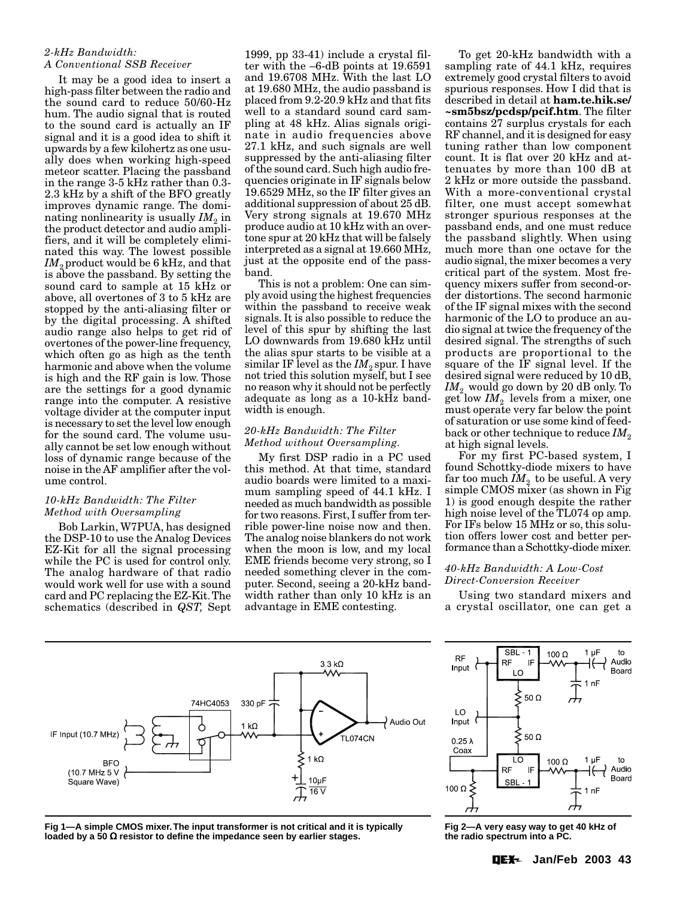### *2-kHz Bandwidth: A Conventional SSB Receiver*

It may be a good idea to insert a high-pass filter between the radio and the sound card to reduce 50/60-Hz hum. The audio signal that is routed to the sound card is actually an IF signal and it is a good idea to shift it upwards by a few kilohertz as one usually does when working high-speed meteor scatter. Placing the passband in the range 3-5 kHz rather than 0.3-2.3 kHz by a shift of the BFO greatly improves dynamic range. The dominating nonlinearity is usually $IM_2$ in the product detector and audio amplifiers, and it will be completely eliminated this way. The lowest possible $IM_2$ product would be 6 kHz, and that is above the passband. By setting the sound card to sample at 15 kHz or above, all overtones of 3 to 5 kHz are stopped by the anti-aliasing filter or by the digital processing. A shifted audio range also helps to get rid of overtones of the power-line frequency, which often go as high as the tenth harmonic and above when the volume is high and the RF gain is low. Those are the settings for a good dynamic range into the computer. A resistive voltage divider at the computer input is necessary to set the level low enough for the sound card. The volume usually cannot be set low enough without loss of dynamic range because of the noise in the AF amplifier after the volume control.

### *10-kHz Bandwidth: The Filter Method with Oversampling*

Bob Larkin, W7PUA, has designed the DSP-10 to use the Analog Devices EZ-Kit for all the signal processing while the PC is used for control only. The analog hardware of that radio would work well for use with a sound card and PC replacing the EZ-Kit. The schematics (described in *QST,* Sept 1999, pp 33-41) include a crystal filter with the –6-dB points at 19.6591 and 19.6708 MHz. With the last LO at 19.680 MHz, the audio passband is placed from 9.2-20.9 kHz and that fits well to a standard sound card sampling at 48 kHz. Alias signals originate in audio frequencies above 27.1 kHz, and such signals are well suppressed by the anti-aliasing filter of the sound card. Such high audio frequencies originate in IF signals below 19.6529 MHz, so the IF filter gives an additional suppression of about 25 dB. Very strong signals at 19.670 MHz produce audio at 10 kHz with an overtone spur at 20 kHz that will be falsely interpreted as a signal at 19.660 MHz, just at the opposite end of the passband.

This is not a problem: One can simply avoid using the highest frequencies within the passband to receive weak signals. It is also possible to reduce the level of this spur by shifting the last LO downwards from 19.680 kHz until the alias spur starts to be visible at a similar IF level as the $IM_2$ spur. I have not tried this solution myself, but I see no reason why it should not be perfectly adequate as long as a 10-kHz bandwidth is enough.

### *20-kHz Bandwidth: The Filter Method without Oversampling.*

My first DSP radio in a PC used this method. At that time, standard audio boards were limited to a maximum sampling speed of 44.1 kHz. I needed as much bandwidth as possible for two reasons. First, I suffer from terrible power-line noise now and then. The analog noise blankers do not work when the moon is low, and my local EME friends become very strong, so I needed something clever in the computer. Second, seeing a 20-kHz bandwidth rather than only 10 kHz is an advantage in EME contesting.

To get 20-kHz bandwidth with a sampling rate of 44.1 kHz, requires extremely good crystal filters to avoid spurious responses. How I did that is described in detail at **ham.te.hik.se/~sm5bsz/pcdsp/pcif.htm**. The filter contains 27 surplus crystals for each RF channel, and it is designed for easy tuning rather than low component count. It is flat over 20 kHz and attenuates by more than 100 dB at 2 kHz or more outside the passband. With a more-conventional crystal filter, one must accept somewhat stronger spurious responses at the passband ends, and one must reduce the passband slightly. When using much more than one octave for the audio signal, the mixer becomes a very critical part of the system. Most frequency mixers suffer from second-order distortions. The second harmonic of the IF signal mixes with the second harmonic of the LO to produce an audio signal at twice the frequency of the desired signal. The strengths of such products are proportional to the square of the IF signal level. If the desired signal were reduced by 10 dB, $IM_2$ would go down by 20 dB only. To get low $IM_2$ levels from a mixer, one must operate very far below the point of saturation or use some kind of feedback or other technique to reduce $IM_2$ at high signal levels.

For my first PC-based system, I found Schottky-diode mixers to have far too much $IM_2$ to be useful. A very simple CMOS mixer (as shown in Fig 1) is good enough despite the rather high noise level of the TL074 op amp. For IFs below 15 MHz or so, this solution offers lower cost and better performance than a Schottky-diode mixer.

### *40-kHz Bandwidth: A Low-Cost Direct-Conversion Receiver*

Using two standard mixers and a crystal oscillator, one can get a

3.3 kΩ
74HC4053
330 pF
1 kΩ
IF Input (10.7 MHz)
BFO (10.7 MHz 5 V Square Wave)
Audio Out
TL074CN
1 kΩ
10µF 16 V

**Fig 1—A simple CMOS mixer. The input transformer is not critical and it is typically loaded by a 50 Ω resistor to define the impedance seen by earlier stages.**

RF Input
SBL - 1
RF IF LO
100 Ω
1 µF
to Audio Board
1 nF
50 Ω
LO Input
50 Ω
0.25 λ Coax
LO
RF IF
SBL - 1
100 Ω
1 µF
to Audio Board
100 Ω
1 nF

**Fig 2—A very easy way to get 40 kHz of the radio spectrum into a PC.**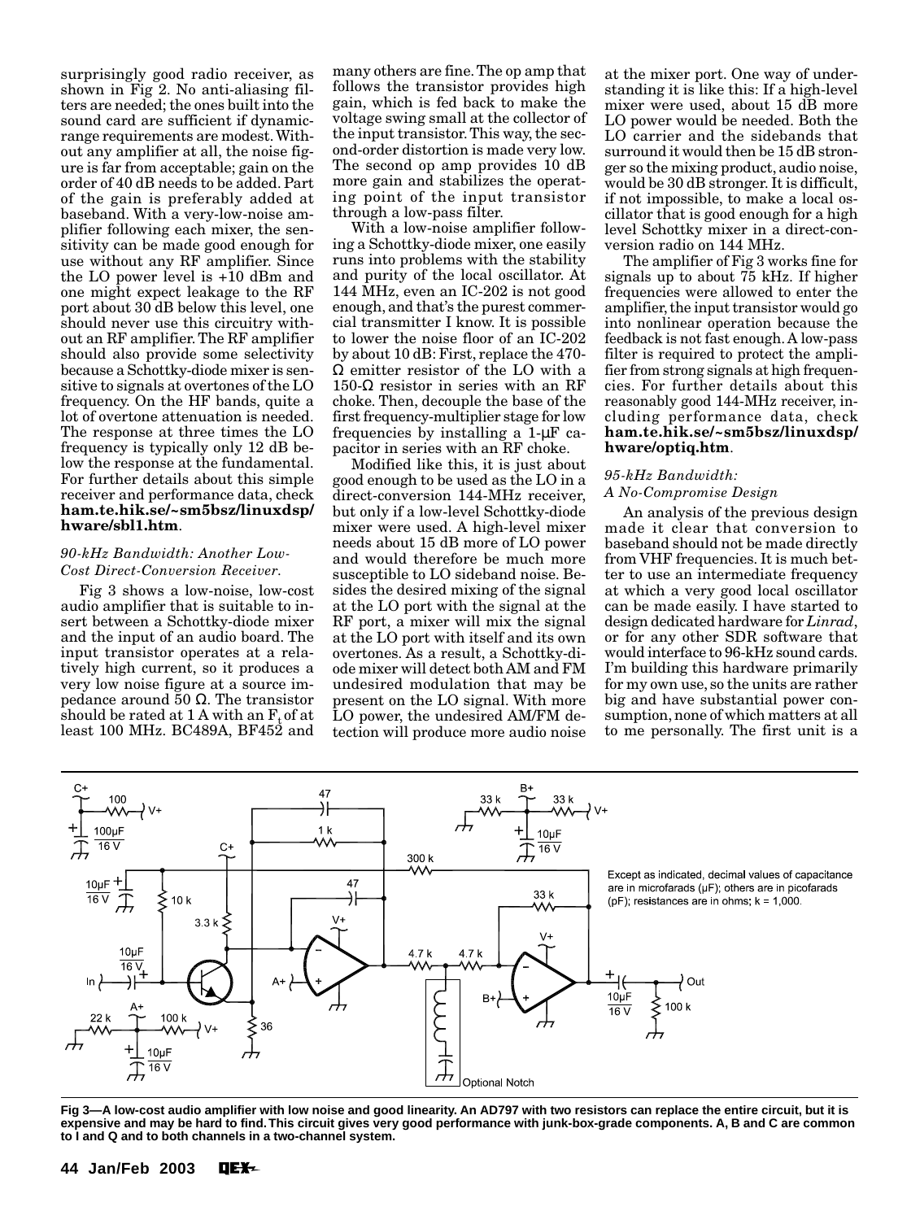surprisingly good radio receiver, as shown in Fig 2. No anti-aliasing filters are needed; the ones built into the sound card are sufficient if dynamic-range requirements are modest. Without any amplifier at all, the noise figure is far from acceptable; gain on the order of 40 dB needs to be added. Part of the gain is preferably added at baseband. With a very-low-noise amplifier following each mixer, the sensitivity can be made good enough for use without any RF amplifier. Since the LO power level is +10 dBm and one might expect leakage to the RF port about 30 dB below this level, one should never use this circuitry without an RF amplifier. The RF amplifier should also provide some selectivity because a Schottky-diode mixer is sensitive to signals at overtones of the LO frequency. On the HF bands, quite a lot of overtone attenuation is needed. The response at three times the LO frequency is typically only 12 dB below the response at the fundamental. For further details about this simple receiver and performance data, check **ham.te.hik.se/~sm5bsz/linuxdsp/hware/sbl1.htm**.

### *90-kHz Bandwidth: Another Low-Cost Direct-Conversion Receiver.*

Fig 3 shows a low-noise, low-cost audio amplifier that is suitable to insert between a Schottky-diode mixer and the input of an audio board. The input transistor operates at a relatively high current, so it produces a very low noise figure at a source impedance around 50 Ω. The transistor should be rated at 1 A with an $F_t$ of at least 100 MHz. BC489A, BF452 and many others are fine. The op amp that follows the transistor provides high gain, which is fed back to make the voltage swing small at the collector of the input transistor. This way, the second-order distortion is made very low. The second op amp provides 10 dB more gain and stabilizes the operating point of the input transistor through a low-pass filter.

With a low-noise amplifier following a Schottky-diode mixer, one easily runs into problems with the stability and purity of the local oscillator. At 144 MHz, even an IC-202 is not good enough, and that's the purest commercial transmitter I know. It is possible to lower the noise floor of an IC-202 by about 10 dB: First, replace the 470-Ω emitter resistor of the LO with a 150-Ω resistor in series with an RF choke. Then, decouple the base of the first frequency-multiplier stage for low frequencies by installing a 1-µF capacitor in series with an RF choke.

Modified like this, it is just about good enough to be used as the LO in a direct-conversion 144-MHz receiver, but only if a low-level Schottky-diode mixer were used. A high-level mixer needs about 15 dB more of LO power and would therefore be much more susceptible to LO sideband noise. Besides the desired mixing of the signal at the LO port with the signal at the RF port, a mixer will mix the signal at the LO port with itself and its own overtones. As a result, a Schottky-diode mixer will detect both AM and FM undesired modulation that may be present on the LO signal. With more LO power, the undesired AM/FM detection will produce more audio noise at the mixer port. One way of understanding it is like this: If a high-level mixer were used, about 15 dB more LO power would be needed. Both the LO carrier and the sidebands that surround it would then be 15 dB stronger so the mixing product, audio noise, would be 30 dB stronger. It is difficult, if not impossible, to make a local oscillator that is good enough for a high level Schottky mixer in a direct-conversion radio on 144 MHz.

The amplifier of Fig 3 works fine for signals up to about 75 kHz. If higher frequencies were allowed to enter the amplifier, the input transistor would go into nonlinear operation because the feedback is not fast enough. A low-pass filter is required to protect the amplifier from strong signals at high frequencies. For further details about this reasonably good 144-MHz receiver, including performance data, check **ham.te.hik.se/~sm5bsz/linuxdsp/hware/optiq.htm**.

### *95-kHz Bandwidth: A No-Compromise Design*

An analysis of the previous design made it clear that conversion to baseband should not be made directly from VHF frequencies. It is much better to use an intermediate frequency at which a very good local oscillator can be made easily. I have started to design dedicated hardware for *Linrad*, or for any other SDR software that would interface to 96-kHz sound cards. I'm building this hardware primarily for my own use, so the units are rather big and have substantial power consumption, none of which matters at all to me personally. The first unit is a

C+
100
V+
100µF
16 V
47
1 k
B+
33 k
33 k
V+
10µF
16 V
300 k
C+
10µF
16 V
10 k
3.3 k
47
33 k
V+
V+
10µF
16 V
In
A+
4.7 k
4.7 k
B+
Out
10µF
16 V
100 k
A+
22 k
100 k
V+
36
10µF
16 V
Optional Notch

Except as indicated, decimal values of capacitance are in microfarads (µF); others are in picofarads (pF); resistances are in ohms; k = 1,000.

**Fig 3—A low-cost audio amplifier with low noise and good linearity. An AD797 with two resistors can replace the entire circuit, but it is expensive and may be hard to find. This circuit gives very good performance with junk-box-grade components. A, B and C are common to I and Q and to both channels in a two-channel system.**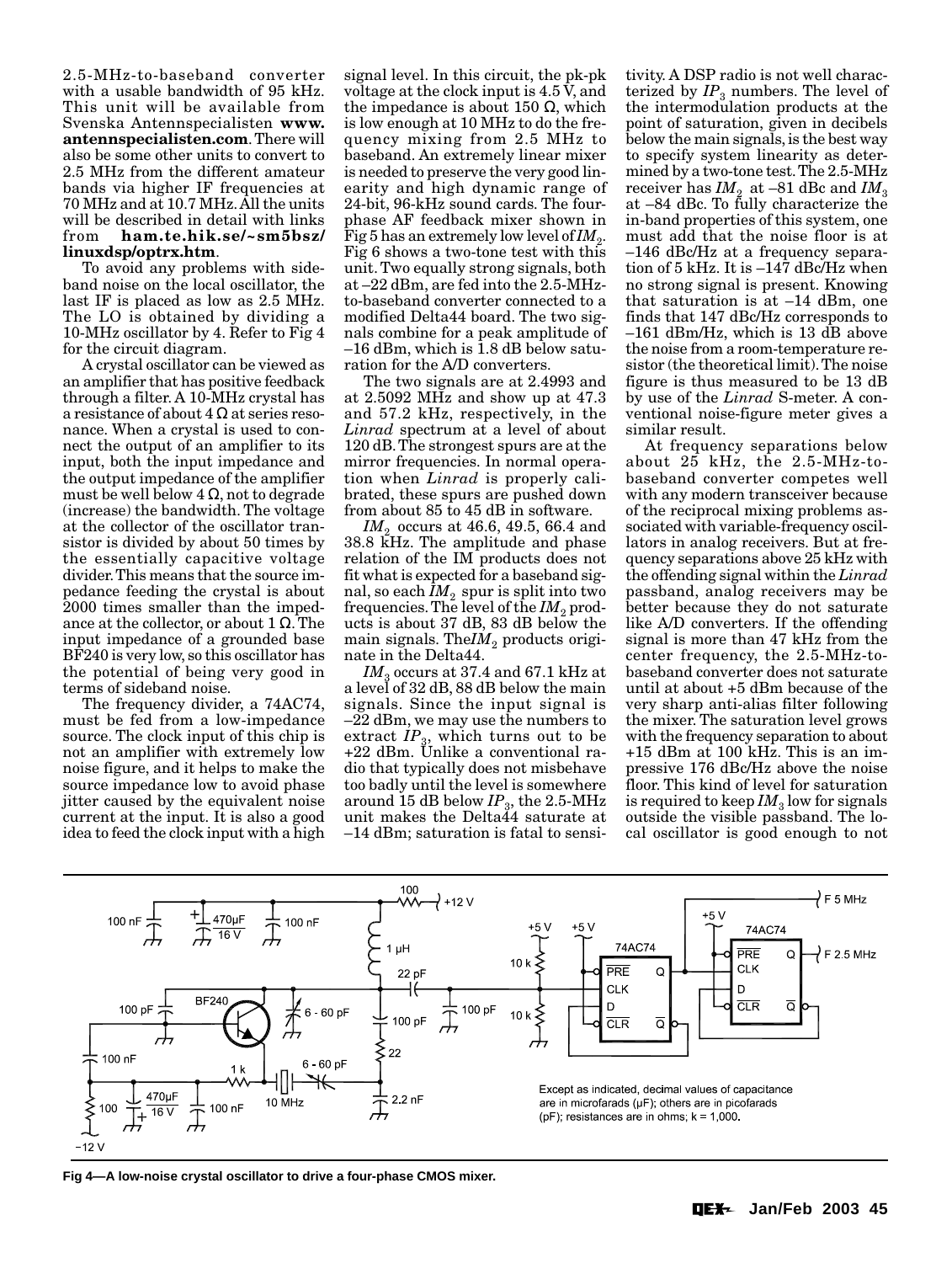2.5-MHz-to-baseband converter with a usable bandwidth of 95 kHz. This unit will be available from Svenska Antennspecialisten **www.antennspecialisten.com**. There will also be some other units to convert to 2.5 MHz from the different amateur bands via higher IF frequencies at 70 MHz and at 10.7 MHz. All the units will be described in detail with links from **ham.te.hik.se/~sm5bsz/linuxdsp/optrx.htm**.

To avoid any problems with sideband noise on the local oscillator, the last IF is placed as low as 2.5 MHz. The LO is obtained by dividing a 10-MHz oscillator by 4. Refer to Fig 4 for the circuit diagram.

A crystal oscillator can be viewed as an amplifier that has positive feedback through a filter. A 10-MHz crystal has a resistance of about 4 Ω at series resonance. When a crystal is used to connect the output of an amplifier to its input, both the input impedance and the output impedance of the amplifier must be well below 4 Ω, not to degrade (increase) the bandwidth. The voltage at the collector of the oscillator transistor is divided by about 50 times by the essentially capacitive voltage divider. This means that the source impedance feeding the crystal is about 2000 times smaller than the impedance at the collector, or about 1 Ω. The input impedance of a grounded base BF240 is very low, so this oscillator has the potential of being very good in terms of sideband noise.

The frequency divider, a 74AC74, must be fed from a low-impedance source. The clock input of this chip is not an amplifier with extremely low noise figure, and it helps to make the source impedance low to avoid phase jitter caused by the equivalent noise current at the input. It is also a good idea to feed the clock input with a high signal level. In this circuit, the pk-pk voltage at the clock input is 4.5 V, and the impedance is about 150 Ω, which is low enough at 10 MHz to do the frequency mixing from 2.5 MHz to baseband. An extremely linear mixer is needed to preserve the very good linearity and high dynamic range of 24-bit, 96-kHz sound cards. The four-phase AF feedback mixer shown in Fig 5 has an extremely low level of $IM_2$. Fig 6 shows a two-tone test with this unit. Two equally strong signals, both at –22 dBm, are fed into the 2.5-MHz-to-baseband converter connected to a modified Delta44 board. The two signals combine for a peak amplitude of –16 dBm, which is 1.8 dB below saturation for the A/D converters.

The two signals are at 2.4993 and at 2.5092 MHz and show up at 47.3 and 57.2 kHz, respectively, in the *Linrad* spectrum at a level of about 120 dB. The strongest spurs are at the mirror frequencies. In normal operation when *Linrad* is properly calibrated, these spurs are pushed down from about 85 to 45 dB in software.

$IM_2$ occurs at 46.6, 49.5, 66.4 and 38.8 kHz. The amplitude and phase relation of the IM products does not fit what is expected for a baseband signal, so each $IM_2$ spur is split into two frequencies. The level of the $IM_2$ products is about 37 dB, 83 dB below the main signals. The $IM_2$ products originate in the Delta44.

$IM_3$ occurs at 37.4 and 67.1 kHz at a level of 32 dB, 88 dB below the main signals. Since the input signal is –22 dBm, we may use the numbers to extract $IP_3$, which turns out to be +22 dBm. Unlike a conventional radio that typically does not misbehave too badly until the level is somewhere around 15 dB below $IP_3$, the 2.5-MHz unit makes the Delta44 saturate at –14 dBm; saturation is fatal to sensitivity. A DSP radio is not well characterized by $IP_3$ numbers. The level of the intermodulation products at the point of saturation, given in decibels below the main signals, is the best way to specify system linearity as determined by a two-tone test. The 2.5-MHz receiver has $IM_2$ at –81 dBc and $IM_3$ at –84 dBc. To fully characterize the in-band properties of this system, one must add that the noise floor is at –146 dBc/Hz at a frequency separation of 5 kHz. It is –147 dBc/Hz when no strong signal is present. Knowing that saturation is at –14 dBm, one finds that 147 dBc/Hz corresponds to –161 dBm/Hz, which is 13 dB above the noise from a room-temperature resistor (the theoretical limit). The noise figure is thus measured to be 13 dB by use of the *Linrad* S-meter. A conventional noise-figure meter gives a similar result.

At frequency separations below about 25 kHz, the 2.5-MHz-to-baseband converter competes well with any modern transceiver because of the reciprocal mixing problems associated with variable-frequency oscillators in analog receivers. But at frequency separations above 25 kHz with the offending signal within the *Linrad* passband, analog receivers may be better because they do not saturate like A/D converters. If the offending signal is more than 47 kHz from the center frequency, the 2.5-MHz-to-baseband converter does not saturate until at about +5 dBm because of the very sharp anti-alias filter following the mixer. The saturation level grows with the frequency separation to about +15 dBm at 100 kHz. This is an impressive 176 dBc/Hz above the noise floor. This kind of level for saturation is required to keep $IM_3$ low for signals outside the visible passband. The local oscillator is good enough to not

100 nF, 470 µF 16 V, 100 nF, 100, +12 V, 1 µH, 22 pF, 100 pF, BF240, 6 - 60 pF, 100 pF, 100 pF, 22, 100 nF, 1 k, 6 - 60 pF, 100, 470 µF 16 V, 100 nF, 10 MHz, 2.2 nF, –12 V, +5 V, +5 V, 10 k, 10 k, 74AC74, PRE, CLK, D, CLR, Q, +5 V, 74AC74, F 5 MHz, F 2.5 MHz

Except as indicated, decimal values of capacitance are in microfarads (µF); others are in picofarads (pF); resistances are in ohms; k = 1,000.

**Fig 4—A low-noise crystal oscillator to drive a four-phase CMOS mixer.**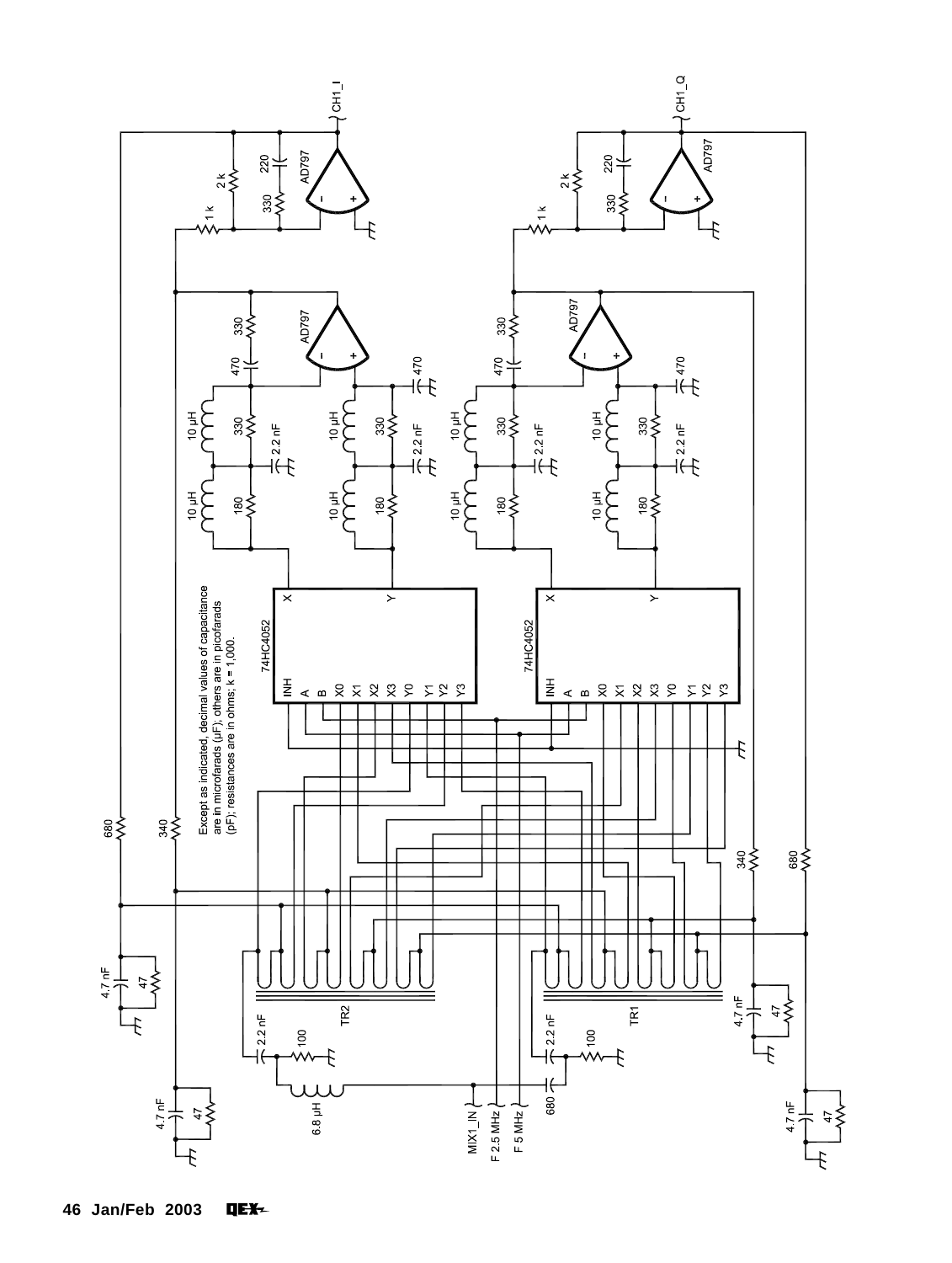Except as indicated, decimal values of capacitance are in microfarads (µF); others are in picofarads (pF); resistances are in ohms; k = 1,000.

CH1_I
CH1_Q
AD797
74HC4052
INH
A
B
X0
X1
X2
X3
Y0
Y1
Y2
Y3
X
Y
TR1
TR2
MIX1_IN
F 2.5 MHz
F 5 MHz
10 µH
6.8 µH
2.2 nF
4.7 nF
470
220
680
330
180
340
100
47
1 k
2 k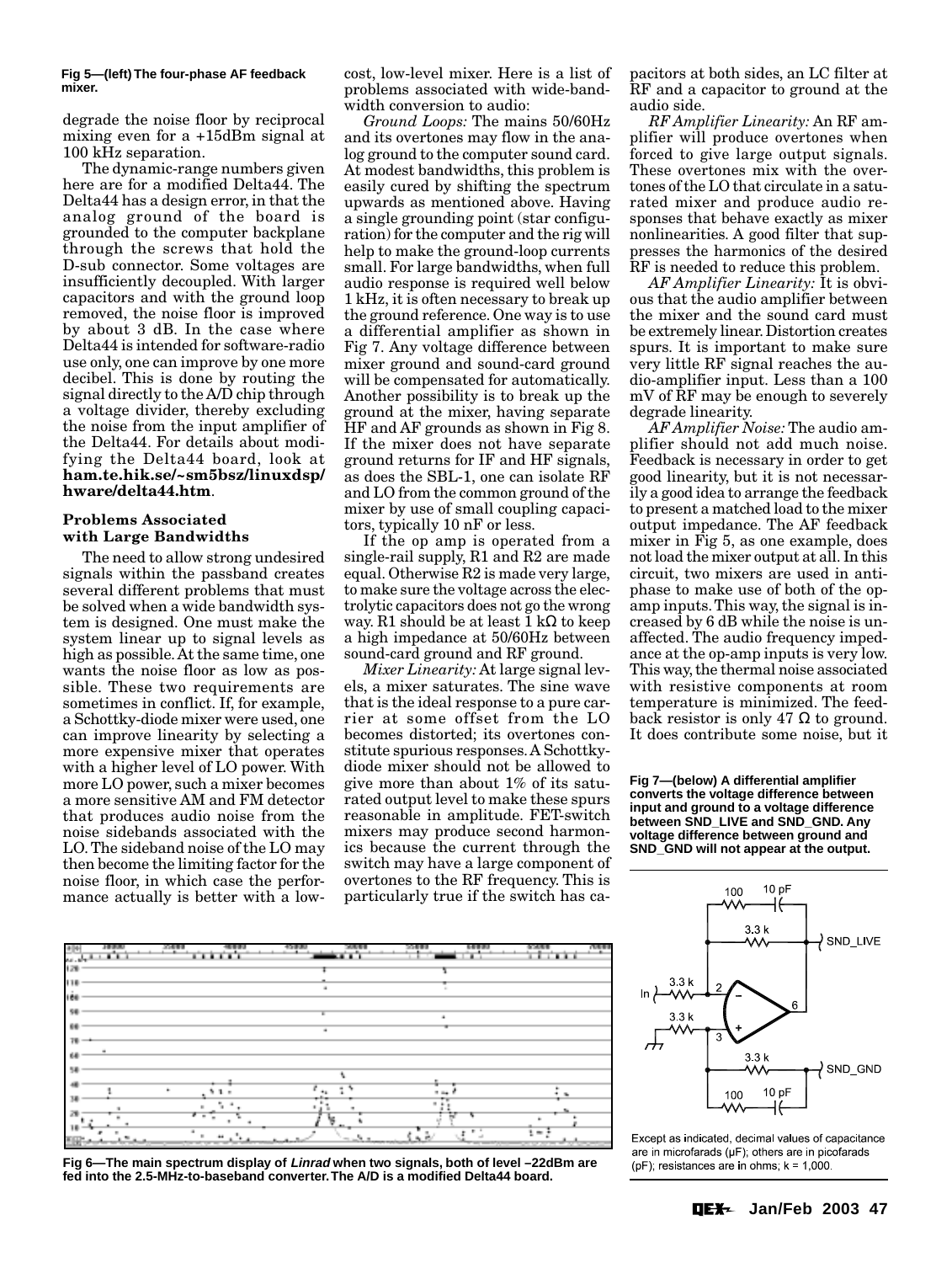Fig 5—(left) The four-phase AF feedback mixer.

degrade the noise floor by reciprocal mixing even for a +15dBm signal at 100 kHz separation.

The dynamic-range numbers given here are for a modified Delta44. The Delta44 has a design error, in that the analog ground of the board is grounded to the computer backplane through the screws that hold the D-sub connector. Some voltages are insufficiently decoupled. With larger capacitors and with the ground loop removed, the noise floor is improved by about 3 dB. In the case where Delta44 is intended for software-radio use only, one can improve by one more decibel. This is done by routing the signal directly to the A/D chip through a voltage divider, thereby excluding the noise from the input amplifier of the Delta44. For details about modifying the Delta44 board, look at **ham.te.hik.se/~sm5bsz/linuxdsp/hware/delta44.htm**.

### Problems Associated with Large Bandwidths

The need to allow strong undesired signals within the passband creates several different problems that must be solved when a wide bandwidth system is designed. One must make the system linear up to signal levels as high as possible. At the same time, one wants the noise floor as low as possible. These two requirements are sometimes in conflict. If, for example, a Schottky-diode mixer were used, one can improve linearity by selecting a more expensive mixer that operates with a higher level of LO power. With more LO power, such a mixer becomes a more sensitive AM and FM detector that produces audio noise from the noise sidebands associated with the LO. The sideband noise of the LO may then become the limiting factor for the noise floor, in which case the performance actually is better with a low-cost, low-level mixer. Here is a list of problems associated with wide-bandwidth conversion to audio:

*Ground Loops:* The mains 50/60Hz and its overtones may flow in the analog ground to the computer sound card. At modest bandwidths, this problem is easily cured by shifting the spectrum upwards as mentioned above. Having a single grounding point (star configuration) for the computer and the rig will help to make the ground-loop currents small. For large bandwidths, when full audio response is required well below 1 kHz, it is often necessary to break up the ground reference. One way is to use a differential amplifier as shown in Fig 7. Any voltage difference between mixer ground and sound-card ground will be compensated for automatically. Another possibility is to break up the ground at the mixer, having separate HF and AF grounds as shown in Fig 8. If the mixer does not have separate ground returns for IF and HF signals, as does the SBL-1, one can isolate RF and LO from the common ground of the mixer by use of small coupling capacitors, typically 10 nF or less.

If the op amp is operated from a single-rail supply, R1 and R2 are made equal. Otherwise R2 is made very large, to make sure the voltage across the electrolytic capacitors does not go the wrong way. R1 should be at least 1 kΩ to keep a high impedance at 50/60Hz between sound-card ground and RF ground.

*Mixer Linearity:* At large signal levels, a mixer saturates. The sine wave that is the ideal response to a pure carrier at some offset from the LO becomes distorted; its overtones constitute spurious responses. A Schottky-diode mixer should not be allowed to give more than about 1% of its saturated output level to make these spurs reasonable in amplitude. FET-switch mixers may produce second harmonics because the current through the switch may have a large component of overtones to the RF frequency. This is particularly true if the switch has capacitors at both sides, an LC filter at RF and a capacitor to ground at the audio side.

*RF Amplifier Linearity:* An RF amplifier will produce overtones when forced to give large output signals. These overtones mix with the overtones of the LO that circulate in a saturated mixer and produce audio responses that behave exactly as mixer nonlinearities. A good filter that suppresses the harmonics of the desired RF is needed to reduce this problem.

*AF Amplifier Linearity:* It is obvious that the audio amplifier between the mixer and the sound card must be extremely linear. Distortion creates spurs. It is important to make sure very little RF signal reaches the audio-amplifier input. Less than a 100 mV of RF may be enough to severely degrade linearity.

*AF Amplifier Noise:* The audio amplifier should not add much noise. Feedback is necessary in order to get good linearity, but it is not necessarily a good idea to arrange the feedback to present a matched load to the mixer output impedance. The AF feedback mixer in Fig 5, as one example, does not load the mixer output at all. In this circuit, two mixers are used in antiphase to make use of both of the op-amp inputs. This way, the signal is increased by 6 dB while the noise is unaffected. The audio frequency impedance at the op-amp inputs is very low. This way, the thermal noise associated with resistive components at room temperature is minimized. The feedback resistor is only 47 Ω to ground. It does contribute some noise, but it

Fig 7—(below) A differential amplifier converts the voltage difference between input and ground to a voltage difference between SND_LIVE and SND_GND. Any voltage difference between ground and SND_GND will not appear at the output.

100
10 pF
3.3 k
SND_LIVE
3.3 k
In
2
6
3.3 k
3
3.3 k
SND_GND
100
10 pF

Except as indicated, decimal values of capacitance are in microfarads (µF); others are in picofarads (pF); resistances are in ohms; k = 1,000.

Fig 6—The main spectrum display of *Linrad* when two signals, both of level –22dBm are fed into the 2.5-MHz-to-baseband converter. The A/D is a modified Delta44 board.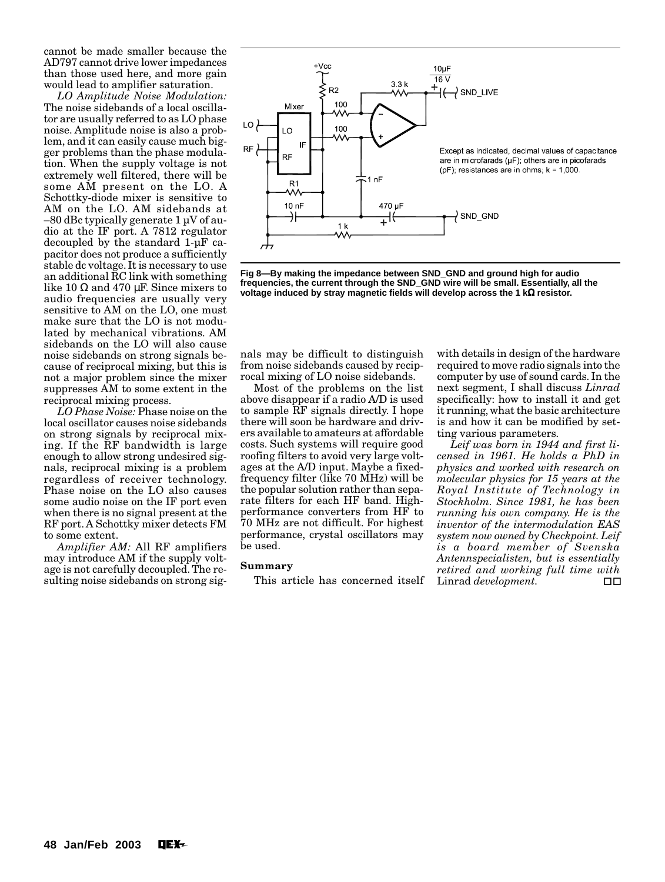cannot be made smaller because the AD797 cannot drive lower impedances than those used here, and more gain would lead to amplifier saturation.

*LO Amplitude Noise Modulation:* The noise sidebands of a local oscillator are usually referred to as LO phase noise. Amplitude noise is also a problem, and it can easily cause much bigger problems than the phase modulation. When the supply voltage is not extremely well filtered, there will be some AM present on the LO. A Schottky-diode mixer is sensitive to AM on the LO. AM sidebands at –80 dBc typically generate 1 µV of audio at the IF port. A 7812 regulator decoupled by the standard 1-µF capacitor does not produce a sufficiently stable dc voltage. It is necessary to use an additional RC link with something like 10 Ω and 470 µF. Since mixers to audio frequencies are usually very sensitive to AM on the LO, one must make sure that the LO is not modulated by mechanical vibrations. AM sidebands on the LO will also cause noise sidebands on strong signals because of reciprocal mixing, but this is not a major problem since the mixer suppresses AM to some extent in the reciprocal mixing process.

*LO Phase Noise:* Phase noise on the local oscillator causes noise sidebands on strong signals by reciprocal mixing. If the RF bandwidth is large enough to allow strong undesired signals, reciprocal mixing is a problem regardless of receiver technology. Phase noise on the LO also causes some audio noise on the IF port even when there is no signal present at the RF port. A Schottky mixer detects FM to some extent.

*Amplifier AM:* All RF amplifiers may introduce AM if the supply voltage is not carefully decoupled. The resulting noise sidebands on strong signals may be difficult to distinguish from noise sidebands caused by reciprocal mixing of LO noise sidebands.

Most of the problems on the list above disappear if a radio A/D is used to sample RF signals directly. I hope there will soon be hardware and drivers available to amateurs at affordable costs. Such systems will require good roofing filters to avoid very large voltages at the A/D input. Maybe a fixed-frequency filter (like 70 MHz) will be the popular solution rather than separate filters for each HF band. High-performance converters from HF to 70 MHz are not difficult. For highest performance, crystal oscillators may be used.

+Vcc
R2
Mixer
LO
RF
LO
IF
RF
100
100
3.3 k
10µF
16 V
SND_LIVE
1 nF
R1
10 nF
470 µF
1 k
SND_GND

Except as indicated, decimal values of capacitance are in microfarads (µF); others are in picofarads (pF); resistances are in ohms; k = 1,000.

**Fig 8—By making the impedance between SND_GND and ground high for audio frequencies, the current through the SND_GND wire will be small. Essentially, all the voltage induced by stray magnetic fields will develop across the 1 kΩ resistor.**

### Summary

This article has concerned itself with details in design of the hardware required to move radio signals into the computer by use of sound cards. In the next segment, I shall discuss *Linrad* specifically: how to install it and get it running, what the basic architecture is and how it can be modified by setting various parameters.

*Leif was born in 1944 and first licensed in 1961. He holds a PhD in physics and worked with research on molecular physics for 15 years at the Royal Institute of Technology in Stockholm. Since 1981, he has been running his own company. He is the inventor of the intermodulation EAS system now owned by Checkpoint. Leif is a board member of Svenska Antennspecialisten, but is essentially retired and working full time with* Linrad *development.*